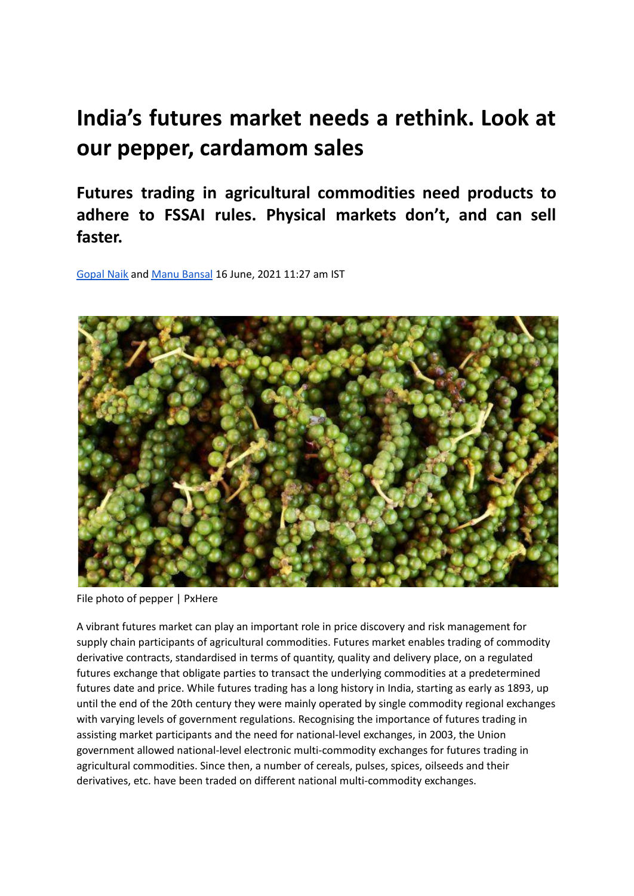# India's futures market needs a rethink. Look at our pepper, cardamom sales

## Futures trading in agricultural commodities need products to adhere to FSSAI rules. Physical markets don't, and can sell faster.

Gopal Naik and Manu Bansal 16 June, 2021 11:27 am IST

File photo of pepper | PxHere

A vibrant futures market can play an important role in price discovery and risk management for supply chain participants of agricultural commodities. Futures market enables trading of commodity derivative contracts, standardised in terms of quantity, quality and delivery place, on a regulated futures exchange that obligate parties to transact the underlying commodities at a predetermined futures date and price. While futures trading has a long history in India, starting as early as 1893, up until the end of the 20th century they were mainly operated by single commodity regional exchanges with varying levels of government regulations. Recognising the importance of futures trading in assisting market participants and the need for national-level exchanges, in 2003, the Union government allowed national-level electronic multi-commodity exchanges for futures trading in agricultural commodities. Since then, a number of cereals, pulses, spices, oilseeds and their derivatives, etc. have been traded on different national multi-commodity exchanges.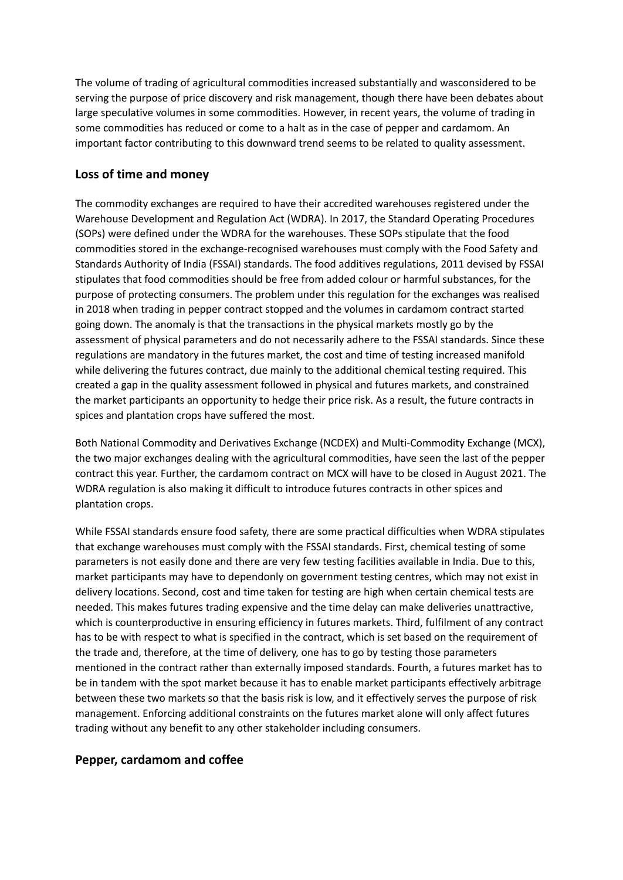The volume of trading of agricultural commodities increased substantially and wasconsidered to be serving the purpose of price discovery and risk management, though there have been debates about large speculative volumes in some commodities. However, in recent years, the volume of trading in some commodities has reduced or come to a halt as in the case of pepper and cardamom. An important factor contributing to this downward trend seems to be related to quality assessment.

## Loss of time and money

The commodity exchanges are required to have their accredited warehouses registered under the Warehouse Development and Regulation Act (WDRA). In 2017, the Standard Operating Procedures (SOPs) were defined under the WDRA for the warehouses. These SOPs stipulate that the food commodities stored in the exchange-recognised warehouses must comply with the Food Safety and Standards Authority of India (FSSAI) standards. The food additives regulations, 2011 devised by FSSAI stipulates that food commodities should be free from added colour or harmful substances, for the purpose of protecting consumers. The problem under this regulation for the exchanges was realised in 2018 when trading in pepper contract stopped and the volumes in cardamom contract started going down. The anomaly is that the transactions in the physical markets mostly go by the assessment of physical parameters and do not necessarily adhere to the FSSAI standards. Since these regulations are mandatory in the futures market, the cost and time of testing increased manifold while delivering the futures contract, due mainly to the additional chemical testing required. This created a gap in the quality assessment followed in physical and futures markets, and constrained the market participants an opportunity to hedge their price risk. As a result, the future contracts in spices and plantation crops have suffered the most.

Both National Commodity and Derivatives Exchange (NCDEX) and Multi-Commodity Exchange (MCX), the two major exchanges dealing with the agricultural commodities, have seen the last of the pepper contract this year. Further, the cardamom contract on MCX will have to be closed in August 2021. The WDRA regulation is also making it difficult to introduce futures contracts in other spices and plantation crops.

While FSSAI standards ensure food safety, there are some practical difficulties when WDRA stipulates that exchange warehouses must comply with the FSSAI standards. First, chemical testing of some parameters is not easily done and there are very few testing facilities available in India. Due to this, market participants may have to dependonly on government testing centres, which may not exist in delivery locations. Second, cost and time taken for testing are high when certain chemical tests are needed. This makes futures trading expensive and the time delay can make deliveries unattractive, which is counterproductive in ensuring efficiency in futures markets. Third, fulfilment of any contract has to be with respect to what is specified in the contract, which is set based on the requirement of the trade and, therefore, at the time of delivery, one has to go by testing those parameters mentioned in the contract rather than externally imposed standards. Fourth, a futures market has to be in tandem with the spot market because it has to enable market participants effectively arbitrage between these two markets so that the basis risk is low, and it effectively serves the purpose of risk management. Enforcing additional constraints on the futures market alone will only affect futures trading without any benefit to any other stakeholder including consumers.

## Pepper, cardamom and coffee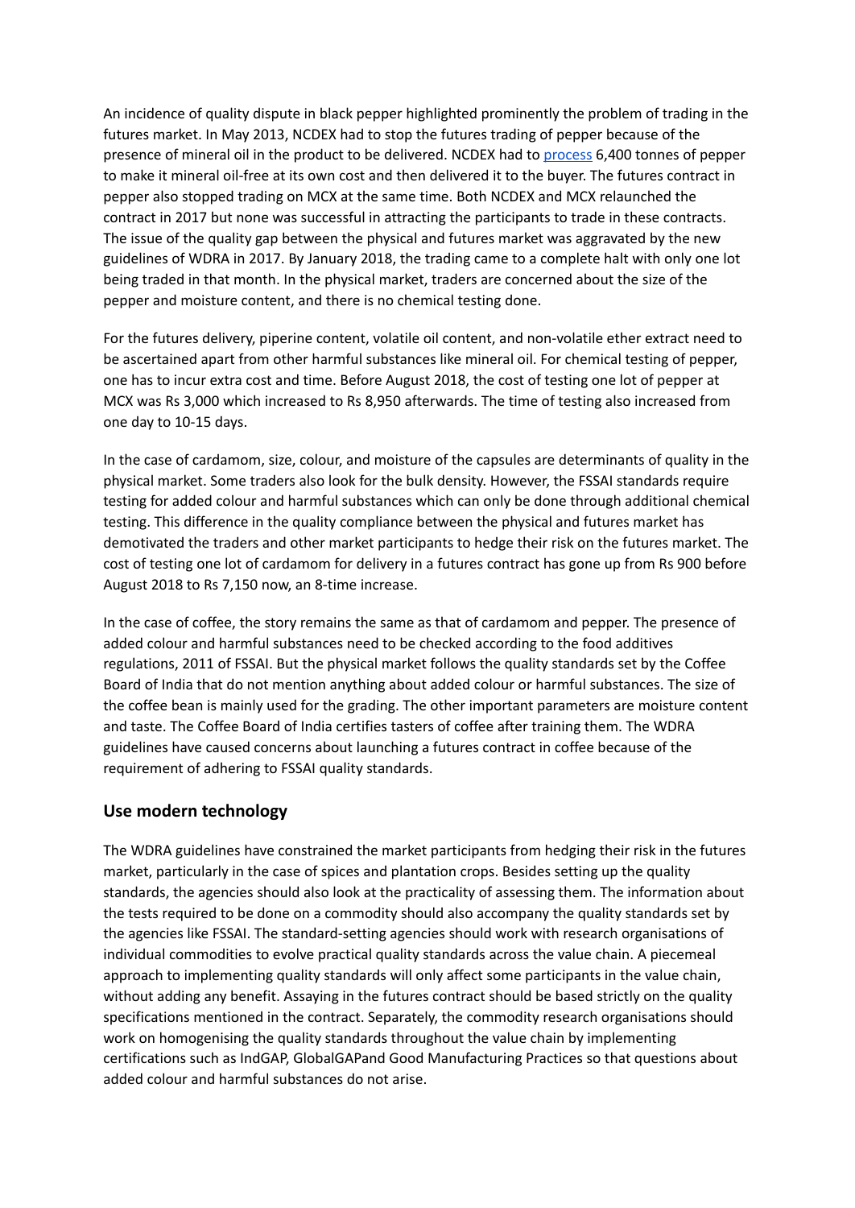An incidence of quality dispute in black pepper highlighted prominently the problem of trading in the futures market. In May 2013, NCDEX had to stop the futures trading of pepper because of the presence of mineral oil in the product to be delivered. NCDEX had to process 6,400 tonnes of pepper to make it mineral oil-free at its own cost and then delivered it to the buyer. The futures contract in pepper also stopped trading on MCX at the same time. Both NCDEX and MCX relaunched the contract in 2017 but none was successful in attracting the participants to trade in these contracts. The issue of the quality gap between the physical and futures market was aggravated by the new guidelines of WDRA in 2017. By January 2018, the trading came to a complete halt with only one lot being traded in that month. In the physical market, traders are concerned about the size of the pepper and moisture content, and there is no chemical testing done.

For the futures delivery, piperine content, volatile oil content, and non-volatile ether extract need to be ascertained apart from other harmful substances like mineral oil. For chemical testing of pepper, one has to incur extra cost and time. Before August 2018, the cost of testing one lot of pepper at MCX was Rs 3,000 which increased to Rs 8,950 afterwards. The time of testing also increased from one day to 10-15 days.

In the case of cardamom, size, colour, and moisture of the capsules are determinants of quality in the physical market. Some traders also look for the bulk density. However, the FSSAI standards require testing for added colour and harmful substances which can only be done through additional chemical testing. This difference in the quality compliance between the physical and futures market has demotivated the traders and other market participants to hedge their risk on the futures market. The cost of testing one lot of cardamom for delivery in a futures contract has gone up from Rs 900 before August 2018 to Rs 7,150 now, an 8-time increase.

In the case of coffee, the story remains the same as that of cardamom and pepper. The presence of added colour and harmful substances need to be checked according to the food additives regulations, 2011 of FSSAI. But the physical market follows the quality standards set by the Coffee Board of India that do not mention anything about added colour or harmful substances. The size of the coffee bean is mainly used for the grading. The other important parameters are moisture content and taste. The Coffee Board of India certifies tasters of coffee after training them. The WDRA guidelines have caused concerns about launching a futures contract in coffee because of the requirement of adhering to FSSAI quality standards.

## Use modern technology

The WDRA guidelines have constrained the market participants from hedging their risk in the futures market, particularly in the case of spices and plantation crops. Besides setting up the quality standards, the agencies should also look at the practicality of assessing them. The information about the tests required to be done on a commodity should also accompany the quality standards set by the agencies like FSSAI. The standard-setting agencies should work with research organisations of individual commodities to evolve practical quality standards across the value chain. A piecemeal approach to implementing quality standards will only affect some participants in the value chain, without adding any benefit. Assaying in the futures contract should be based strictly on the quality specifications mentioned in the contract. Separately, the commodity research organisations should work on homogenising the quality standards throughout the value chain by implementing certifications such as IndGAP, GlobalGAPand Good Manufacturing Practices so that questions about added colour and harmful substances do not arise.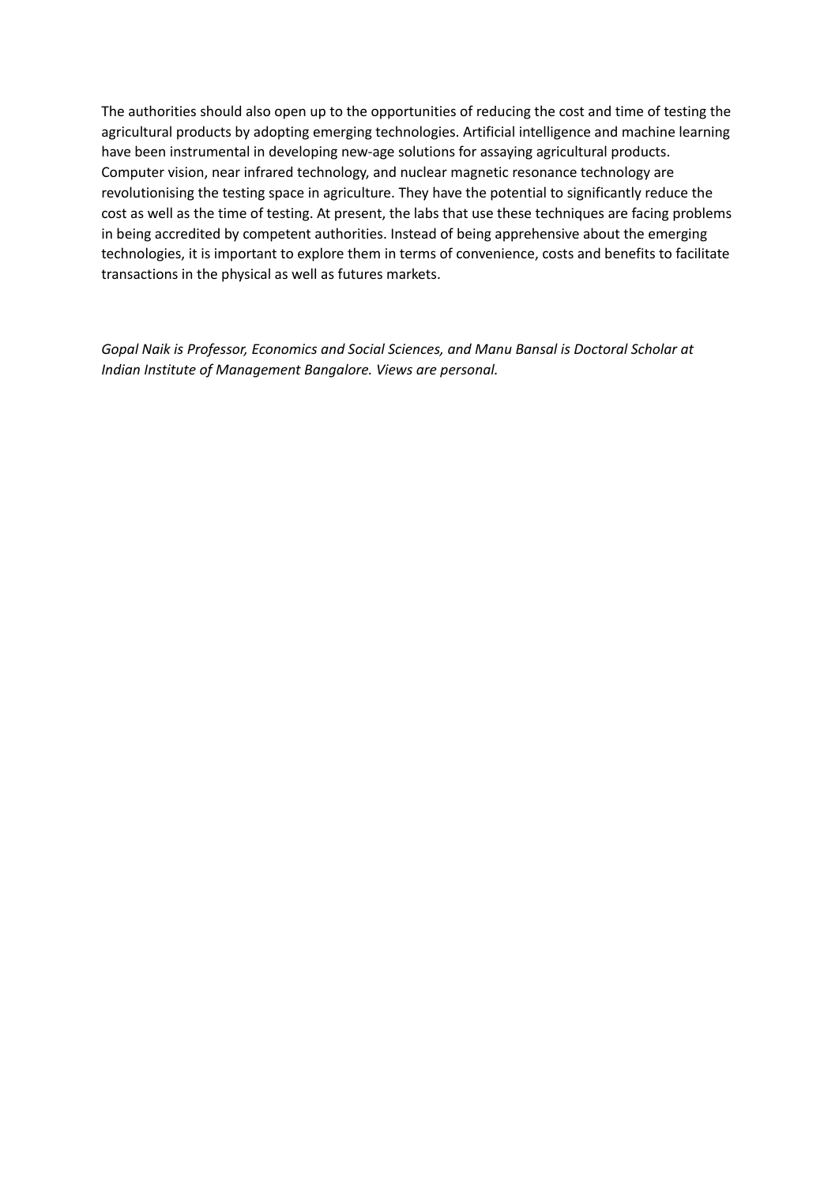The authorities should also open up to the opportunities of reducing the cost and time of testing the agricultural products by adopting emerging technologies. Artificial intelligence and machine learning have been instrumental in developing new-age solutions for assaying agricultural products. Computer vision, near infrared technology, and nuclear magnetic resonance technology are revolutionising the testing space in agriculture. They have the potential to significantly reduce the cost as well as the time of testing. At present, the labs that use these techniques are facing problems in being accredited by competent authorities. Instead of being apprehensive about the emerging technologies, it is important to explore them in terms of convenience, costs and benefits to facilitate transactions in the physical as well as futures markets.

*Gopal Naik is Professor, Economics and Social Sciences, and Manu Bansal is Doctoral Scholar at Indian Institute of Management Bangalore. Views are personal.*